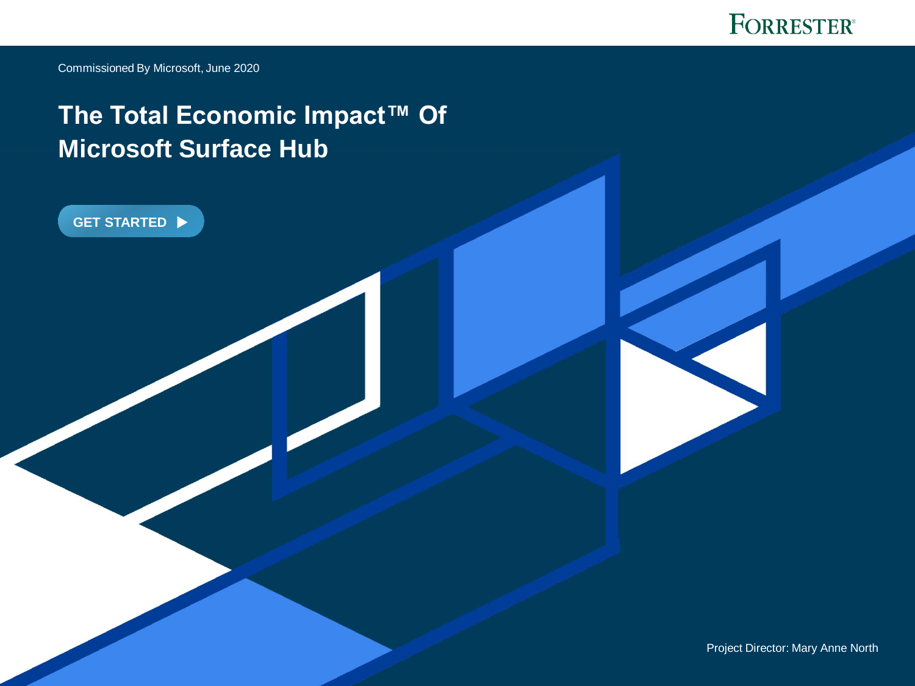FORRESTER®

Commissioned By Microsoft, June 2020

# The Total Economic Impact™ Of Microsoft Surface Hub

GET STARTED ▶

Project Director: Mary Anne North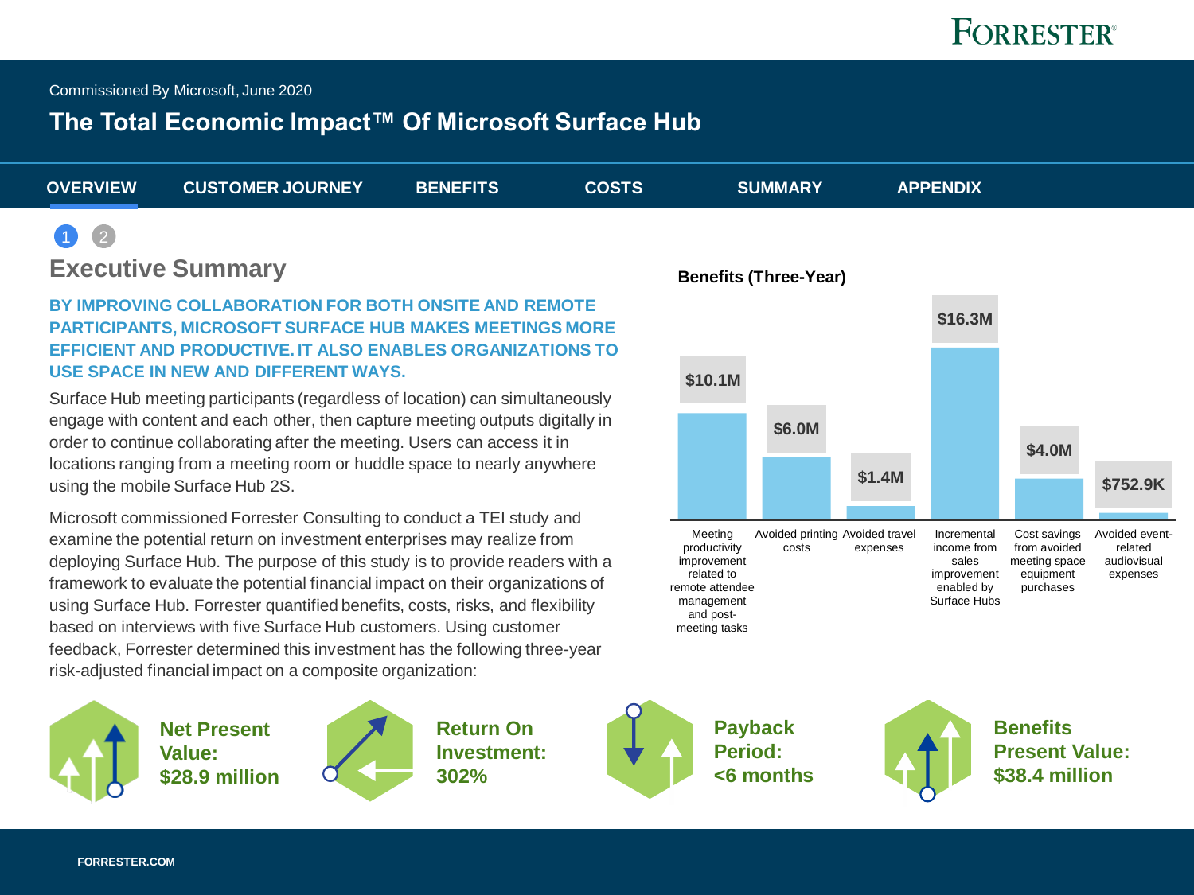Commissioned By Microsoft, June 2020

# The Total Economic Impact™ Of Microsoft Surface Hub

OVERVIEW | CUSTOMER JOURNEY | BENEFITS | COSTS | SUMMARY | APPENDIX

## Executive Summary

**BY IMPROVING COLLABORATION FOR BOTH ONSITE AND REMOTE PARTICIPANTS, MICROSOFT SURFACE HUB MAKES MEETINGS MORE EFFICIENT AND PRODUCTIVE. IT ALSO ENABLES ORGANIZATIONS TO USE SPACE IN NEW AND DIFFERENT WAYS.**

Surface Hub meeting participants (regardless of location) can simultaneously engage with content and each other, then capture meeting outputs digitally in order to continue collaborating after the meeting. Users can access it in locations ranging from a meeting room or huddle space to nearly anywhere using the mobile Surface Hub 2S.

Microsoft commissioned Forrester Consulting to conduct a TEI study and examine the potential return on investment enterprises may realize from deploying Surface Hub. The purpose of this study is to provide readers with a framework to evaluate the potential financial impact on their organizations of using Surface Hub. Forrester quantified benefits, costs, risks, and flexibility based on interviews with five Surface Hub customers. Using customer feedback, Forrester determined this investment has the following three-year risk-adjusted financial impact on a composite organization:

**Benefits (Three-Year)**

| Benefit | Value |
|---|---|
| Meeting productivity improvement related to remote attendee management and post-meeting tasks | $10.1M |
| Avoided printing costs | $6.0M |
| Avoided travel expenses | $1.4M |
| Incremental income from sales improvement enabled by Surface Hubs | $16.3M |
| Cost savings from avoided meeting space equipment purchases | $4.0M |
| Avoided event-related audiovisual expenses | $752.9K |

**Net Present Value: $28.9 million**

**Return On Investment: 302%**

**Payback Period: <6 months**

**Benefits Present Value: $38.4 million**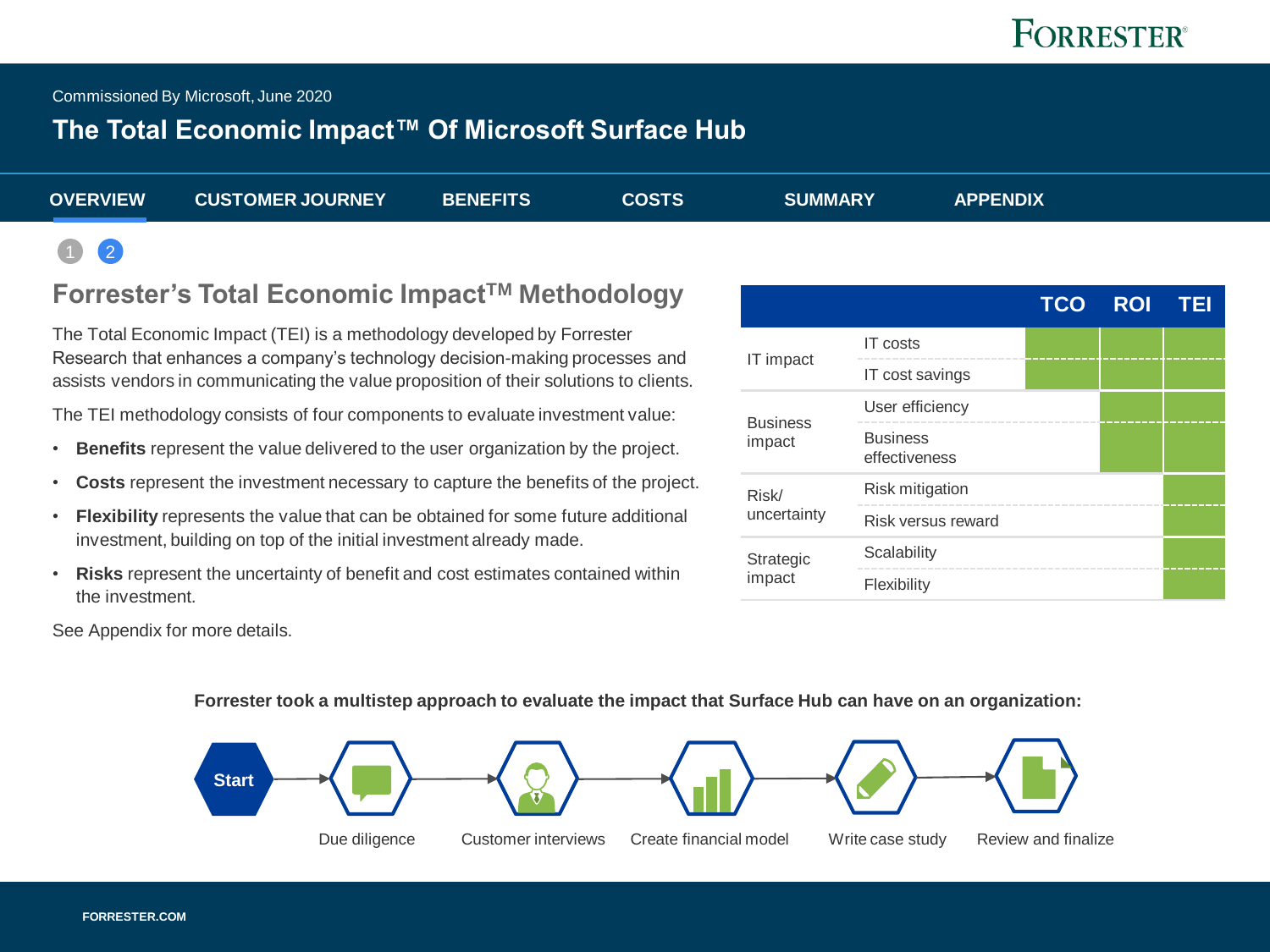Commissioned By Microsoft, June 2020

# The Total Economic Impact™ Of Microsoft Surface Hub

OVERVIEW | CUSTOMER JOURNEY | BENEFITS | COSTS | SUMMARY | APPENDIX

## Forrester's Total Economic Impact™ Methodology

The Total Economic Impact (TEI) is a methodology developed by Forrester Research that enhances a company's technology decision-making processes and assists vendors in communicating the value proposition of their solutions to clients.

The TEI methodology consists of four components to evaluate investment value:

- **Benefits** represent the value delivered to the user organization by the project.
- **Costs** represent the investment necessary to capture the benefits of the project.
- **Flexibility** represents the value that can be obtained for some future additional investment, building on top of the initial investment already made.
- **Risks** represent the uncertainty of benefit and cost estimates contained within the investment.

See Appendix for more details.

| | | TCO | ROI | TEI |
|---|---|---|---|---|
| IT impact | IT costs | ✓ | ✓ | ✓ |
| | IT cost savings | ✓ | ✓ | ✓ |
| Business impact | User efficiency | | ✓ | ✓ |
| | Business effectiveness | | ✓ | ✓ |
| Risk/ uncertainty | Risk mitigation | | | ✓ |
| | Risk versus reward | | | ✓ |
| Strategic impact | Scalability | | | ✓ |
| | Flexibility | | | ✓ |

**Forrester took a multistep approach to evaluate the impact that Surface Hub can have on an organization:**

Start → Due diligence → Customer interviews → Create financial model → Write case study → Review and finalize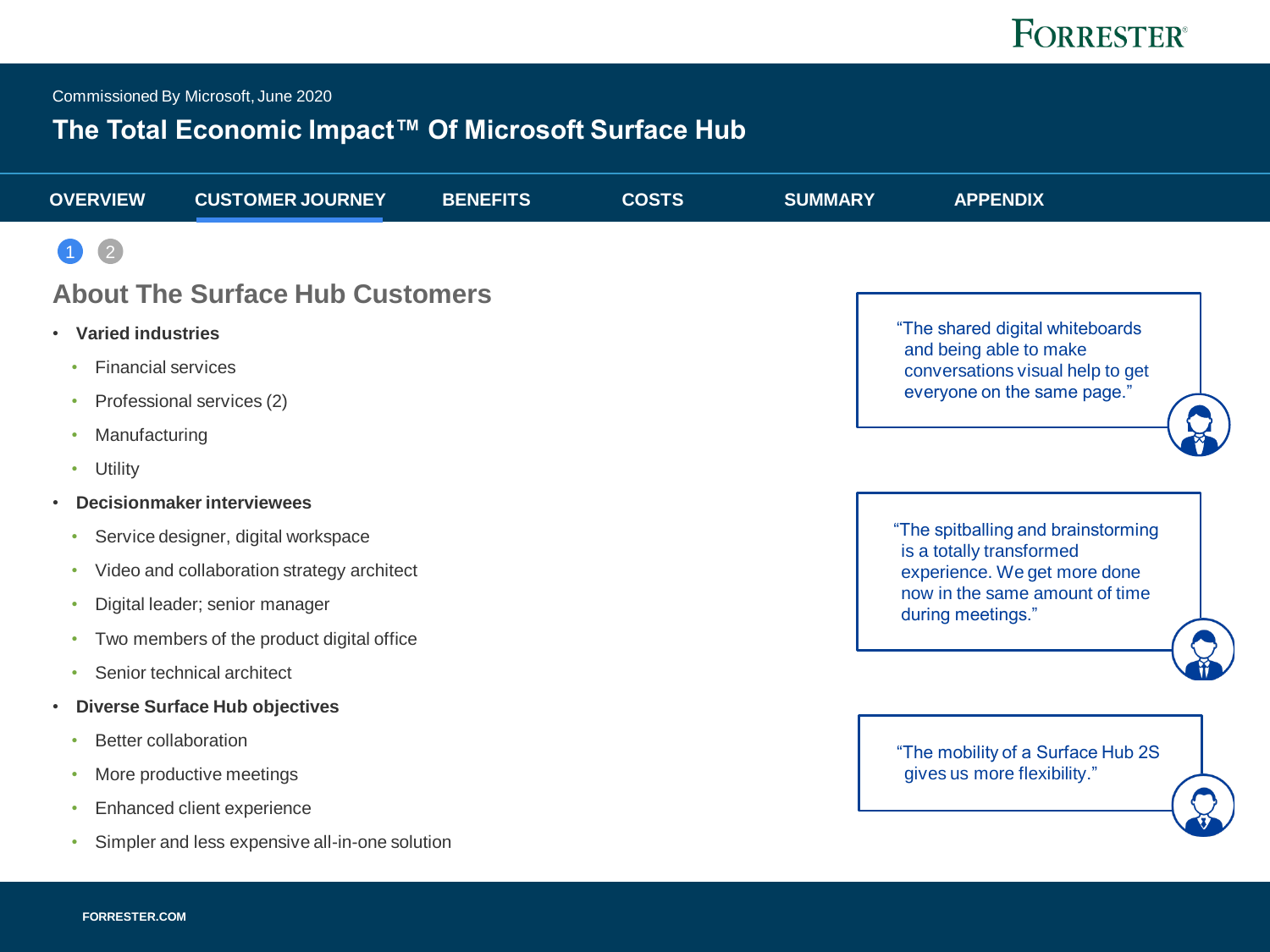## About The Surface Hub Customers

- **Varied industries**
  - Financial services
  - Professional services (2)
  - Manufacturing
  - Utility
- **Decisionmaker interviewees**
  - Service designer, digital workspace
  - Video and collaboration strategy architect
  - Digital leader; senior manager
  - Two members of the product digital office
  - Senior technical architect
- **Diverse Surface Hub objectives**
  - Better collaboration
  - More productive meetings
  - Enhanced client experience
  - Simpler and less expensive all-in-one solution

"The shared digital whiteboards and being able to make conversations visual help to get everyone on the same page."

"The spitballing and brainstorming is a totally transformed experience. We get more done now in the same amount of time during meetings."

"The mobility of a Surface Hub 2S gives us more flexibility."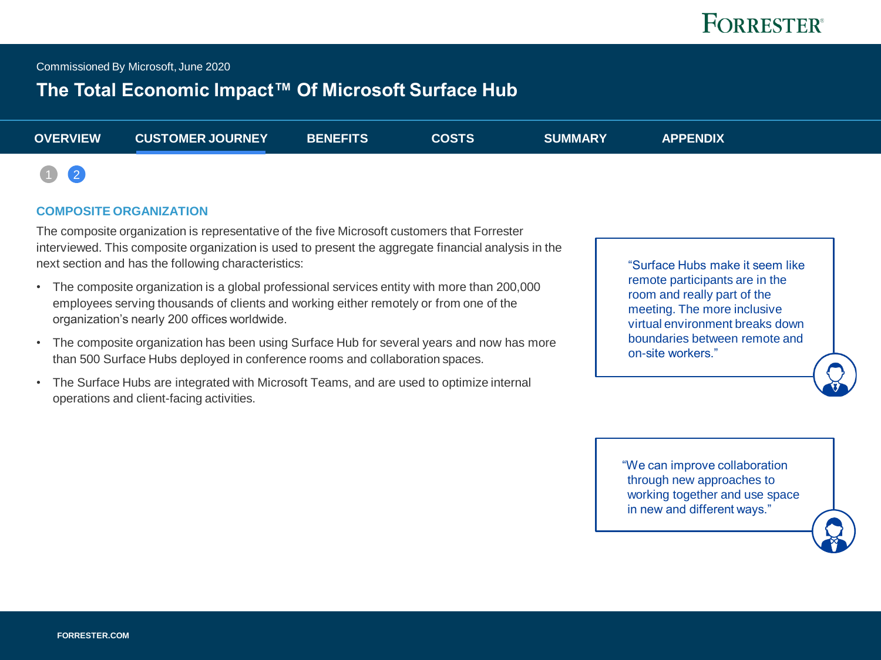## COMPOSITE ORGANIZATION

The composite organization is representative of the five Microsoft customers that Forrester interviewed. This composite organization is used to present the aggregate financial analysis in the next section and has the following characteristics:

- The composite organization is a global professional services entity with more than 200,000 employees serving thousands of clients and working either remotely or from one of the organization's nearly 200 offices worldwide.
- The composite organization has been using Surface Hub for several years and now has more than 500 Surface Hubs deployed in conference rooms and collaboration spaces.
- The Surface Hubs are integrated with Microsoft Teams, and are used to optimize internal operations and client-facing activities.

> "Surface Hubs make it seem like remote participants are in the room and really part of the meeting. The more inclusive virtual environment breaks down boundaries between remote and on-site workers."

> "We can improve collaboration through new approaches to working together and use space in new and different ways."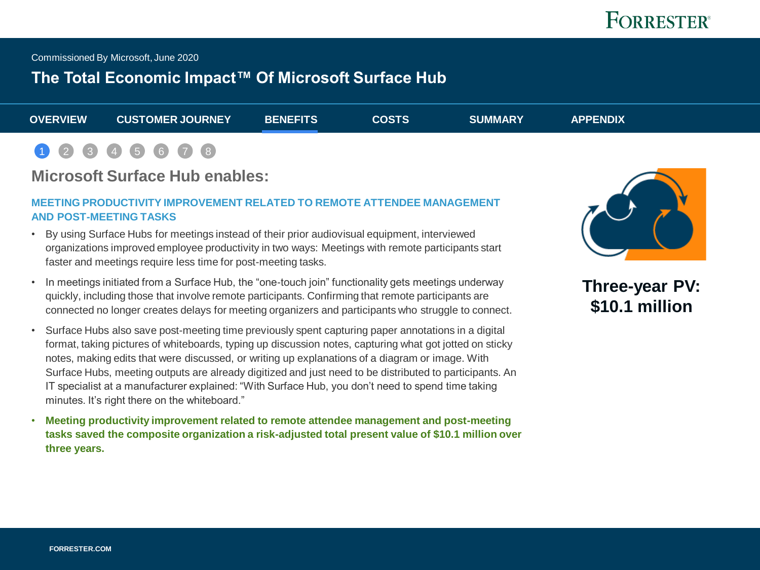## Microsoft Surface Hub enables:

### MEETING PRODUCTIVITY IMPROVEMENT RELATED TO REMOTE ATTENDEE MANAGEMENT AND POST-MEETING TASKS

- By using Surface Hubs for meetings instead of their prior audiovisual equipment, interviewed organizations improved employee productivity in two ways: Meetings with remote participants start faster and meetings require less time for post-meeting tasks.
- In meetings initiated from a Surface Hub, the "one-touch join" functionality gets meetings underway quickly, including those that involve remote participants. Confirming that remote participants are connected no longer creates delays for meeting organizers and participants who struggle to connect.
- Surface Hubs also save post-meeting time previously spent capturing paper annotations in a digital format, taking pictures of whiteboards, typing up discussion notes, capturing what got jotted on sticky notes, making edits that were discussed, or writing up explanations of a diagram or image. With Surface Hubs, meeting outputs are already digitized and just need to be distributed to participants. An IT specialist at a manufacturer explained: "With Surface Hub, you don't need to spend time taking minutes. It's right there on the whiteboard."
- **Meeting productivity improvement related to remote attendee management and post-meeting tasks saved the composite organization a risk-adjusted total present value of $10.1 million over three years.**

**Three-year PV: $10.1 million**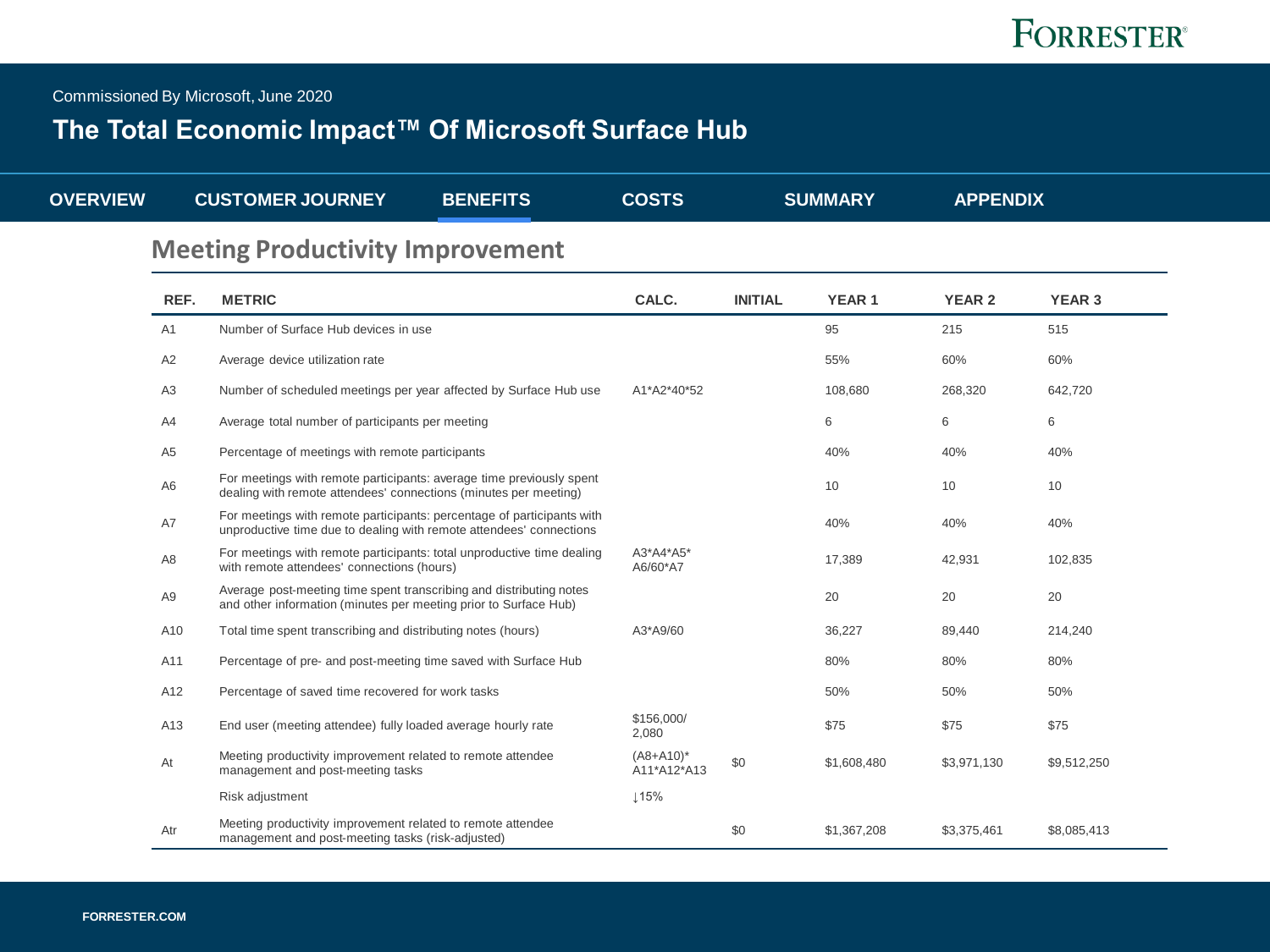Commissioned By Microsoft, June 2020

# The Total Economic Impact™ Of Microsoft Surface Hub

OVERVIEW | CUSTOMER JOURNEY | BENEFITS | COSTS | SUMMARY | APPENDIX

## Meeting Productivity Improvement

| REF. | METRIC | CALC. | INITIAL | YEAR 1 | YEAR 2 | YEAR 3 |
|---|---|---|---|---|---|---|
| A1 | Number of Surface Hub devices in use | | | 95 | 215 | 515 |
| A2 | Average device utilization rate | | | 55% | 60% | 60% |
| A3 | Number of scheduled meetings per year affected by Surface Hub use | A1*A2*40*52 | | 108,680 | 268,320 | 642,720 |
| A4 | Average total number of participants per meeting | | | 6 | 6 | 6 |
| A5 | Percentage of meetings with remote participants | | | 40% | 40% | 40% |
| A6 | For meetings with remote participants: average time previously spent dealing with remote attendees' connections (minutes per meeting) | | | 10 | 10 | 10 |
| A7 | For meetings with remote participants: percentage of participants with unproductive time due to dealing with remote attendees' connections | | | 40% | 40% | 40% |
| A8 | For meetings with remote participants: total unproductive time dealing with remote attendees' connections (hours) | A3*A4*A5* A6/60*A7 | | 17,389 | 42,931 | 102,835 |
| A9 | Average post-meeting time spent transcribing and distributing notes and other information (minutes per meeting prior to Surface Hub) | | | 20 | 20 | 20 |
| A10 | Total time spent transcribing and distributing notes (hours) | A3*A9/60 | | 36,227 | 89,440 | 214,240 |
| A11 | Percentage of pre- and post-meeting time saved with Surface Hub | | | 80% | 80% | 80% |
| A12 | Percentage of saved time recovered for work tasks | | | 50% | 50% | 50% |
| A13 | End user (meeting attendee) fully loaded average hourly rate | $156,000/ 2,080 | | $75 | $75 | $75 |
| At | Meeting productivity improvement related to remote attendee management and post-meeting tasks | (A8+A10)* A11*A12*A13 | $0 | $1,608,480 | $3,971,130 | $9,512,250 |
| | Risk adjustment | ↓15% | | | | |
| Atr | Meeting productivity improvement related to remote attendee management and post-meeting tasks (risk-adjusted) | | $0 | $1,367,208 | $3,375,461 | $8,085,413 |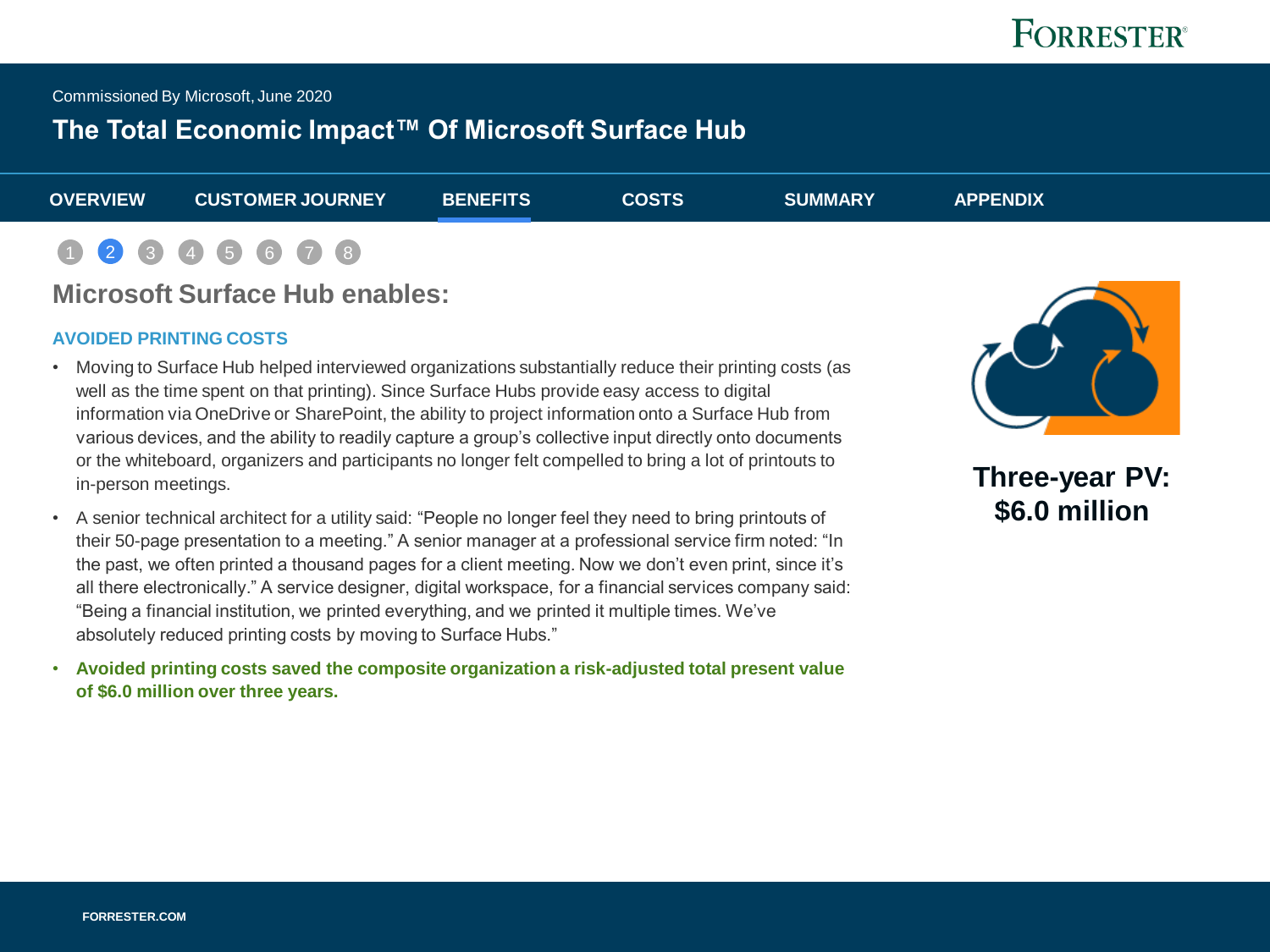## Microsoft Surface Hub enables:

### AVOIDED PRINTING COSTS

- Moving to Surface Hub helped interviewed organizations substantially reduce their printing costs (as well as the time spent on that printing). Since Surface Hubs provide easy access to digital information via OneDrive or SharePoint, the ability to project information onto a Surface Hub from various devices, and the ability to readily capture a group's collective input directly onto documents or the whiteboard, organizers and participants no longer felt compelled to bring a lot of printouts to in-person meetings.
- A senior technical architect for a utility said: "People no longer feel they need to bring printouts of their 50-page presentation to a meeting." A senior manager at a professional service firm noted: "In the past, we often printed a thousand pages for a client meeting. Now we don't even print, since it's all there electronically." A service designer, digital workspace, for a financial services company said: "Being a financial institution, we printed everything, and we printed it multiple times. We've absolutely reduced printing costs by moving to Surface Hubs."
- **Avoided printing costs saved the composite organization a risk-adjusted total present value of $6.0 million over three years.**

**Three-year PV: $6.0 million**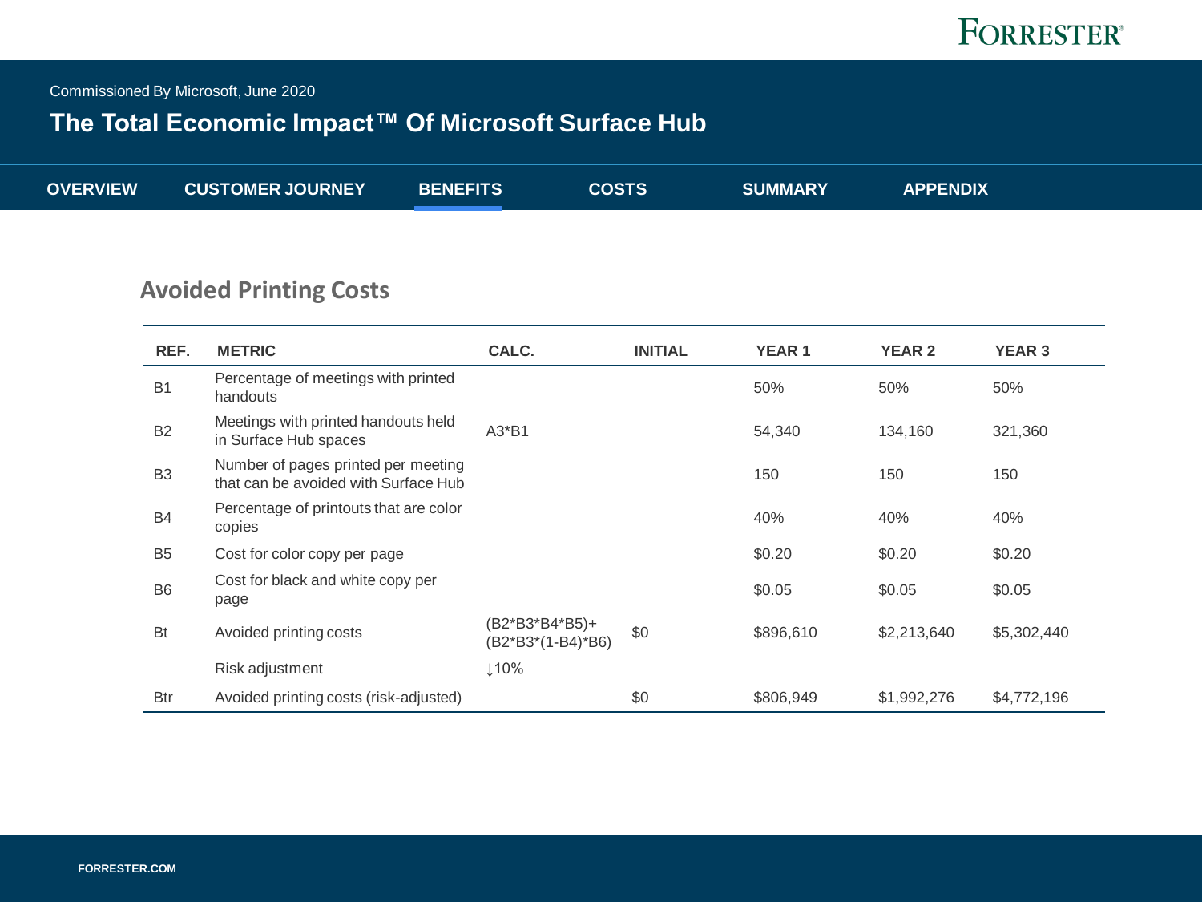## Avoided Printing Costs

| REF. | METRIC | CALC. | INITIAL | YEAR 1 | YEAR 2 | YEAR 3 |
|---|---|---|---|---|---|---|
| B1 | Percentage of meetings with printed handouts | | | 50% | 50% | 50% |
| B2 | Meetings with printed handouts held in Surface Hub spaces | A3*B1 | | 54,340 | 134,160 | 321,360 |
| B3 | Number of pages printed per meeting that can be avoided with Surface Hub | | | 150 | 150 | 150 |
| B4 | Percentage of printouts that are color copies | | | 40% | 40% | 40% |
| B5 | Cost for color copy per page | | | $0.20 | $0.20 | $0.20 |
| B6 | Cost for black and white copy per page | | | $0.05 | $0.05 | $0.05 |
| Bt | Avoided printing costs | (B2*B3*B4*B5)+ (B2*B3*(1-B4)*B6) | $0 | $896,610 | $2,213,640 | $5,302,440 |
| | Risk adjustment | ↓10% | | | | |
| Btr | Avoided printing costs (risk-adjusted) | | $0 | $806,949 | $1,992,276 | $4,772,196 |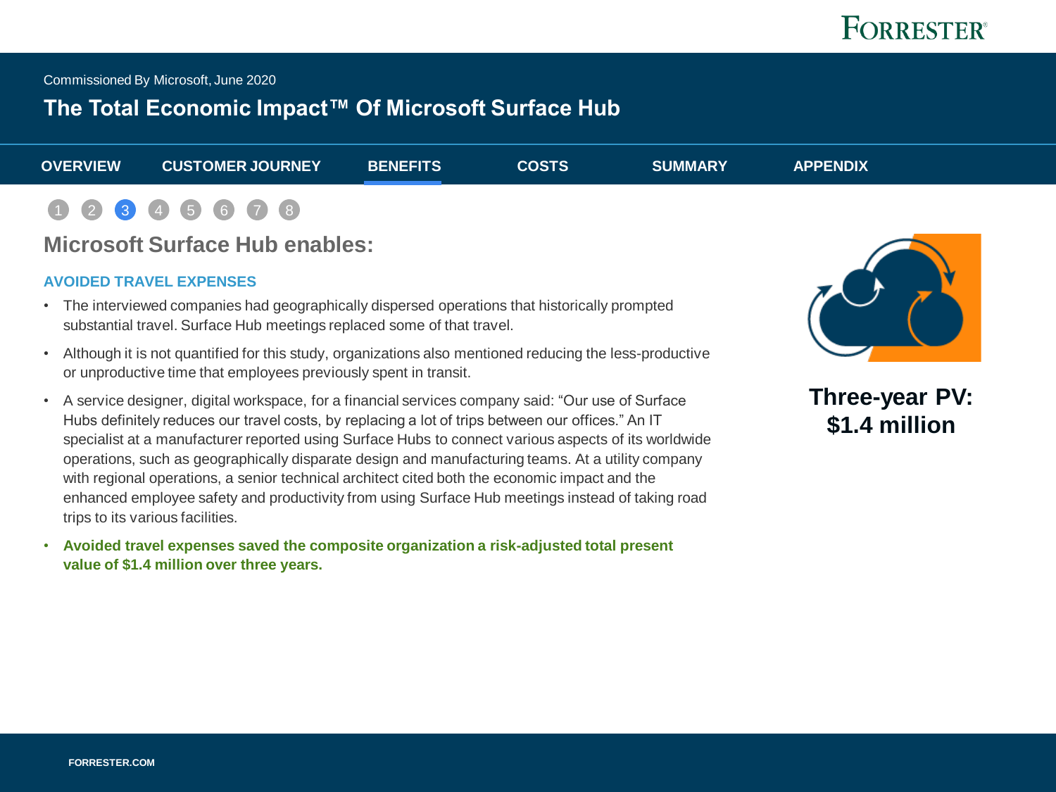## Microsoft Surface Hub enables:

### AVOIDED TRAVEL EXPENSES

- The interviewed companies had geographically dispersed operations that historically prompted substantial travel. Surface Hub meetings replaced some of that travel.
- Although it is not quantified for this study, organizations also mentioned reducing the less-productive or unproductive time that employees previously spent in transit.
- A service designer, digital workspace, for a financial services company said: “Our use of Surface Hubs definitely reduces our travel costs, by replacing a lot of trips between our offices.” An IT specialist at a manufacturer reported using Surface Hubs to connect various aspects of its worldwide operations, such as geographically disparate design and manufacturing teams. At a utility company with regional operations, a senior technical architect cited both the economic impact and the enhanced employee safety and productivity from using Surface Hub meetings instead of taking road trips to its various facilities.
- **Avoided travel expenses saved the composite organization a risk-adjusted total present value of $1.4 million over three years.**

**Three-year PV: $1.4 million**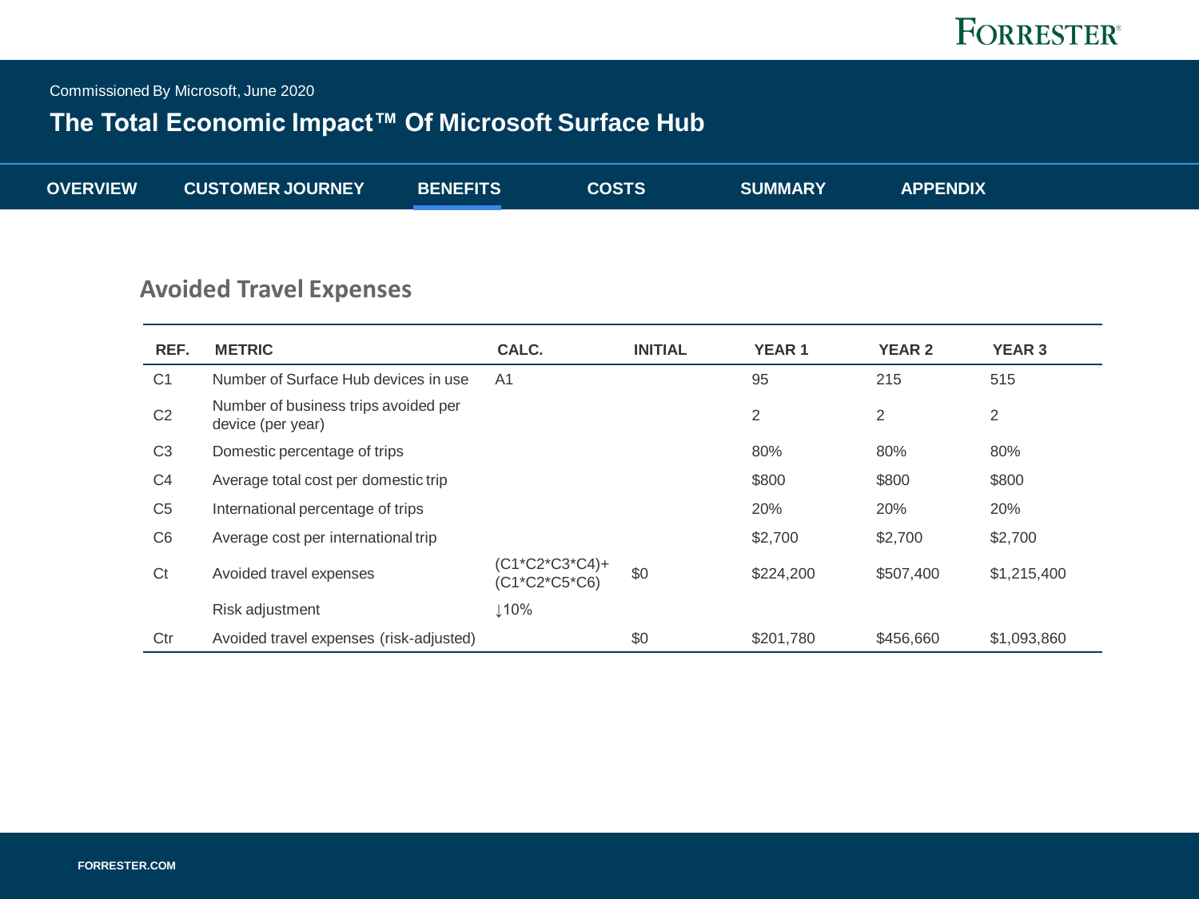## Avoided Travel Expenses

| REF. | METRIC | CALC. | INITIAL | YEAR 1 | YEAR 2 | YEAR 3 |
|---|---|---|---|---|---|---|
| C1 | Number of Surface Hub devices in use | A1 | | 95 | 215 | 515 |
| C2 | Number of business trips avoided per device (per year) | | | 2 | 2 | 2 |
| C3 | Domestic percentage of trips | | | 80% | 80% | 80% |
| C4 | Average total cost per domestic trip | | | $800 | $800 | $800 |
| C5 | International percentage of trips | | | 20% | 20% | 20% |
| C6 | Average cost per international trip | | | $2,700 | $2,700 | $2,700 |
| Ct | Avoided travel expenses | (C1*C2*C3*C4)+(C1*C2*C5*C6) | $0 | $224,200 | $507,400 | $1,215,400 |
| | Risk adjustment | ↓10% | | | | |
| Ctr | Avoided travel expenses (risk-adjusted) | | $0 | $201,780 | $456,660 | $1,093,860 |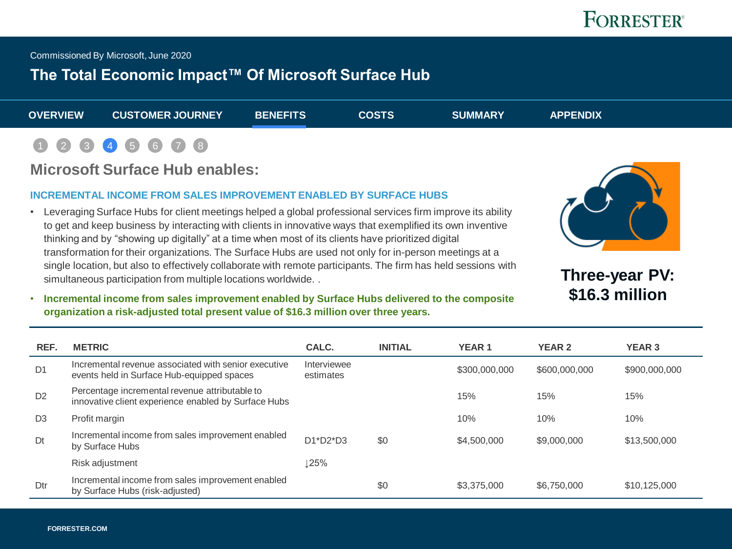# Microsoft Surface Hub enables:

### INCREMENTAL INCOME FROM SALES IMPROVEMENT ENABLED BY SURFACE HUBS

- Leveraging Surface Hubs for client meetings helped a global professional services firm improve its ability to get and keep business by interacting with clients in innovative ways that exemplified its own inventive thinking and by "showing up digitally" at a time when most of its clients have prioritized digital transformation for their organizations. The Surface Hubs are used not only for in-person meetings at a single location, but also to effectively collaborate with remote participants. The firm has held sessions with simultaneous participation from multiple locations worldwide. .
- **Incremental income from sales improvement enabled by Surface Hubs delivered to the composite organization a risk-adjusted total present value of $16.3 million over three years.**

**Three-year PV: $16.3 million**

| REF. | METRIC | CALC. | INITIAL | YEAR 1 | YEAR 2 | YEAR 3 |
|---|---|---|---|---|---|---|
| D1 | Incremental revenue associated with senior executive events held in Surface Hub-equipped spaces | Interviewee estimates | | $300,000,000 | $600,000,000 | $900,000,000 |
| D2 | Percentage incremental revenue attributable to innovative client experience enabled by Surface Hubs | | | 15% | 15% | 15% |
| D3 | Profit margin | | | 10% | 10% | 10% |
| Dt | Incremental income from sales improvement enabled by Surface Hubs | D1*D2*D3 | $0 | $4,500,000 | $9,000,000 | $13,500,000 |
| | Risk adjustment | ↓25% | | | | |
| Dtr | Incremental income from sales improvement enabled by Surface Hubs (risk-adjusted) | | $0 | $3,375,000 | $6,750,000 | $10,125,000 |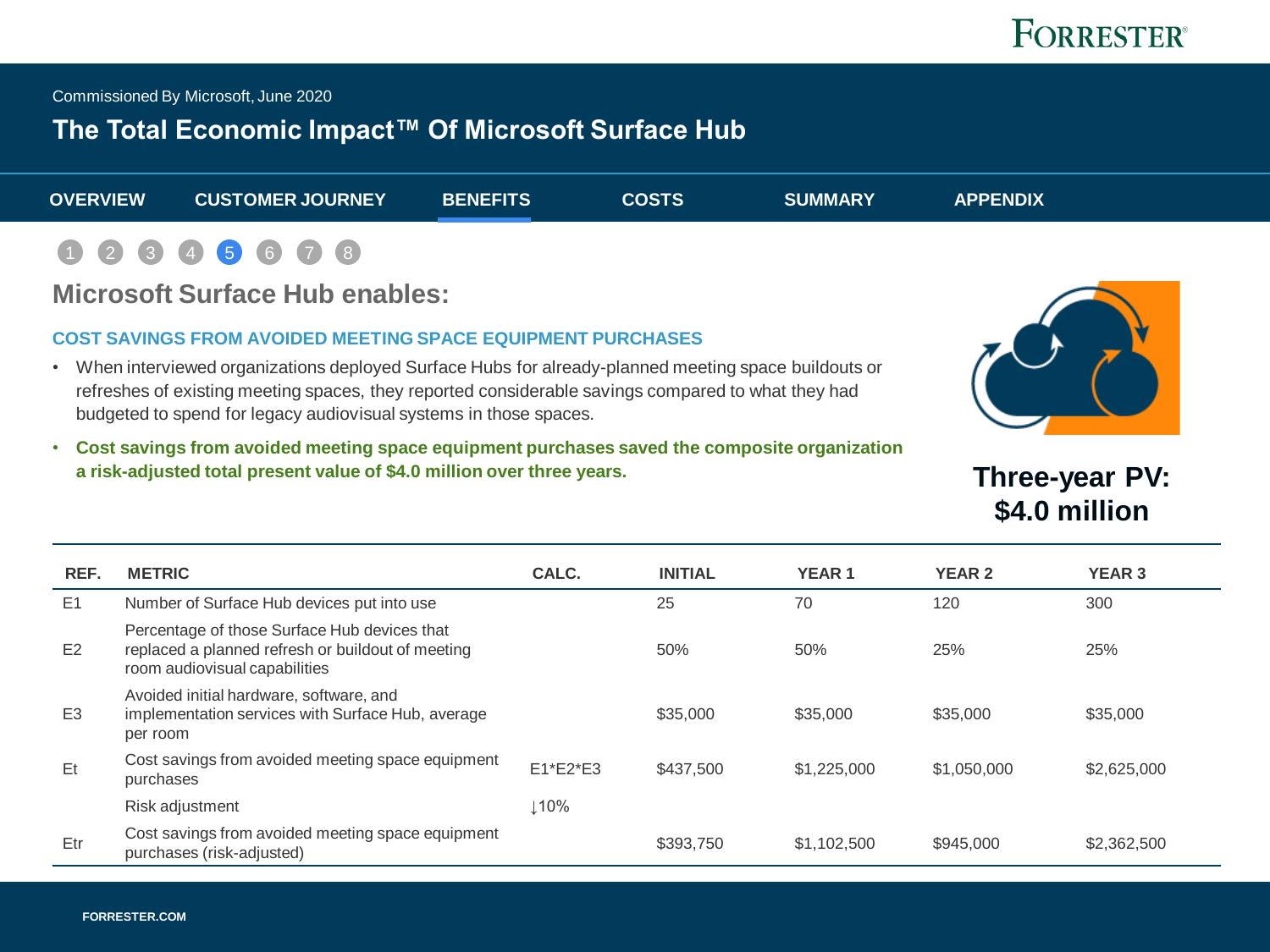## Microsoft Surface Hub enables:

### COST SAVINGS FROM AVOIDED MEETING SPACE EQUIPMENT PURCHASES

- When interviewed organizations deployed Surface Hubs for already-planned meeting space buildouts or refreshes of existing meeting spaces, they reported considerable savings compared to what they had budgeted to spend for legacy audiovisual systems in those spaces.
- **Cost savings from avoided meeting space equipment purchases saved the composite organization a risk-adjusted total present value of $4.0 million over three years.**

**Three-year PV: $4.0 million**

| REF. | METRIC | CALC. | INITIAL | YEAR 1 | YEAR 2 | YEAR 3 |
|---|---|---|---|---|---|---|
| E1 | Number of Surface Hub devices put into use | | 25 | 70 | 120 | 300 |
| E2 | Percentage of those Surface Hub devices that replaced a planned refresh or buildout of meeting room audiovisual capabilities | | 50% | 50% | 25% | 25% |
| E3 | Avoided initial hardware, software, and implementation services with Surface Hub, average per room | | $35,000 | $35,000 | $35,000 | $35,000 |
| Et | Cost savings from avoided meeting space equipment purchases | E1*E2*E3 | $437,500 | $1,225,000 | $1,050,000 | $2,625,000 |
| | Risk adjustment | ↓10% | | | | |
| Etr | Cost savings from avoided meeting space equipment purchases (risk-adjusted) | | $393,750 | $1,102,500 | $945,000 | $2,362,500 |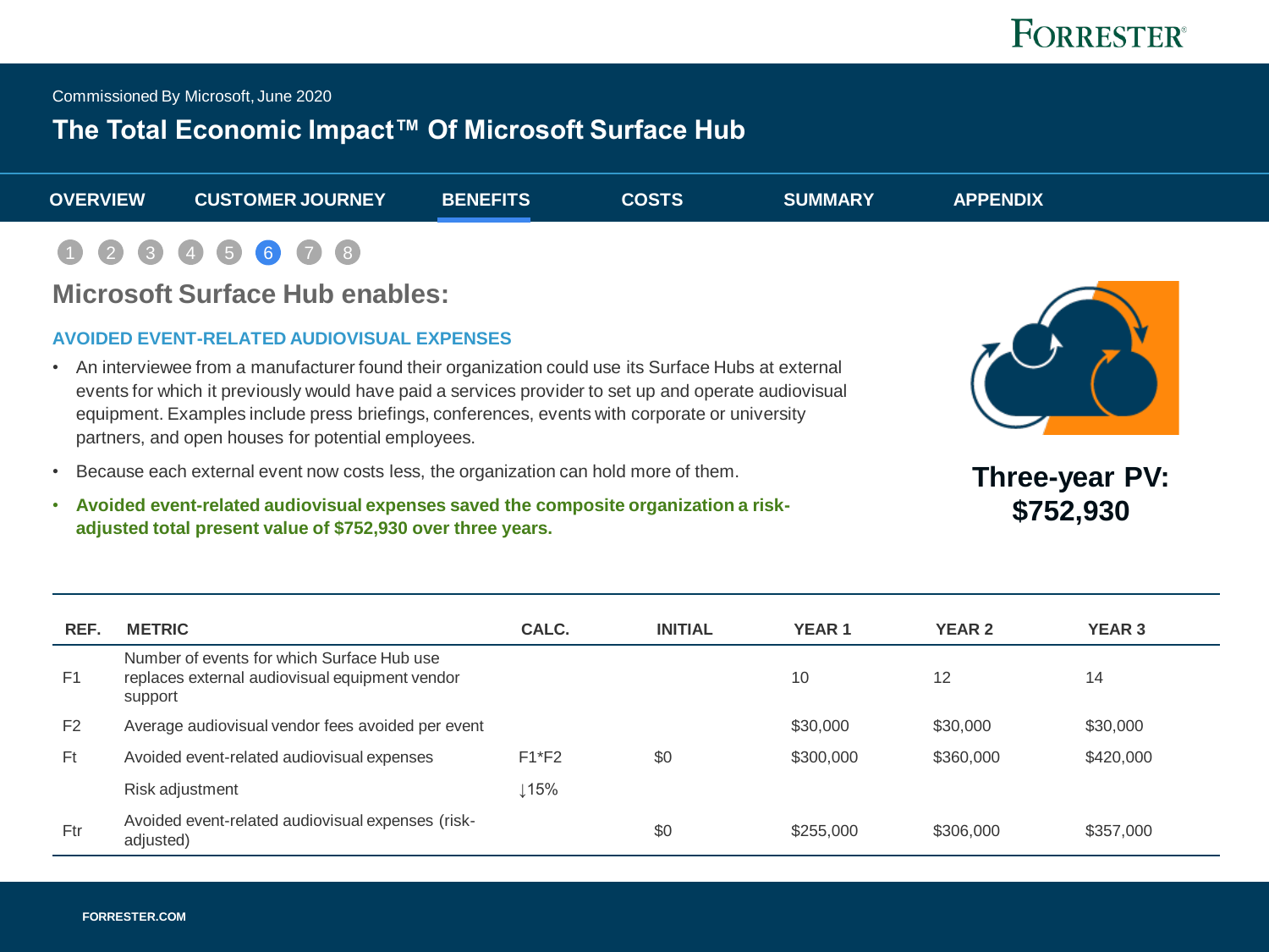Commissioned By Microsoft, June 2020

# The Total Economic Impact™ Of Microsoft Surface Hub

OVERVIEW | CUSTOMER JOURNEY | BENEFITS | COSTS | SUMMARY | APPENDIX

## Microsoft Surface Hub enables:

### AVOIDED EVENT-RELATED AUDIOVISUAL EXPENSES

- An interviewee from a manufacturer found their organization could use its Surface Hubs at external events for which it previously would have paid a services provider to set up and operate audiovisual equipment. Examples include press briefings, conferences, events with corporate or university partners, and open houses for potential employees.
- Because each external event now costs less, the organization can hold more of them.
- **Avoided event-related audiovisual expenses saved the composite organization a risk-adjusted total present value of $752,930 over three years.**

**Three-year PV: $752,930**

| REF. | METRIC | CALC. | INITIAL | YEAR 1 | YEAR 2 | YEAR 3 |
|---|---|---|---|---|---|---|
| F1 | Number of events for which Surface Hub use replaces external audiovisual equipment vendor support | | | 10 | 12 | 14 |
| F2 | Average audiovisual vendor fees avoided per event | | | $30,000 | $30,000 | $30,000 |
| Ft | Avoided event-related audiovisual expenses | F1*F2 | $0 | $300,000 | $360,000 | $420,000 |
| | Risk adjustment | ↓15% | | | | |
| Ftr | Avoided event-related audiovisual expenses (risk-adjusted) | | $0 | $255,000 | $306,000 | $357,000 |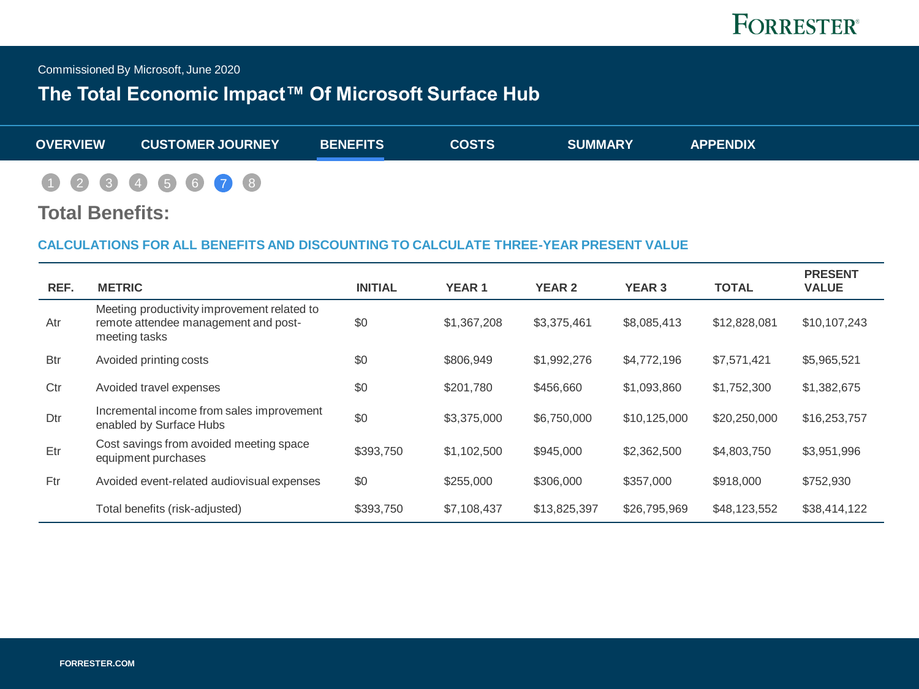Commissioned By Microsoft, June 2020

# The Total Economic Impact™ Of Microsoft Surface Hub

OVERVIEW | CUSTOMER JOURNEY | BENEFITS | COSTS | SUMMARY | APPENDIX

1 2 3 4 5 6 7 8

## Total Benefits:

### CALCULATIONS FOR ALL BENEFITS AND DISCOUNTING TO CALCULATE THREE-YEAR PRESENT VALUE

| REF. | METRIC | INITIAL | YEAR 1 | YEAR 2 | YEAR 3 | TOTAL | PRESENT VALUE |
|---|---|---|---|---|---|---|---|
| Atr | Meeting productivity improvement related to remote attendee management and post-meeting tasks | $0 | $1,367,208 | $3,375,461 | $8,085,413 | $12,828,081 | $10,107,243 |
| Btr | Avoided printing costs | $0 | $806,949 | $1,992,276 | $4,772,196 | $7,571,421 | $5,965,521 |
| Ctr | Avoided travel expenses | $0 | $201,780 | $456,660 | $1,093,860 | $1,752,300 | $1,382,675 |
| Dtr | Incremental income from sales improvement enabled by Surface Hubs | $0 | $3,375,000 | $6,750,000 | $10,125,000 | $20,250,000 | $16,253,757 |
| Etr | Cost savings from avoided meeting space equipment purchases | $393,750 | $1,102,500 | $945,000 | $2,362,500 | $4,803,750 | $3,951,996 |
| Ftr | Avoided event-related audiovisual expenses | $0 | $255,000 | $306,000 | $357,000 | $918,000 | $752,930 |
| | Total benefits (risk-adjusted) | $393,750 | $7,108,437 | $13,825,397 | $26,795,969 | $48,123,552 | $38,414,122 |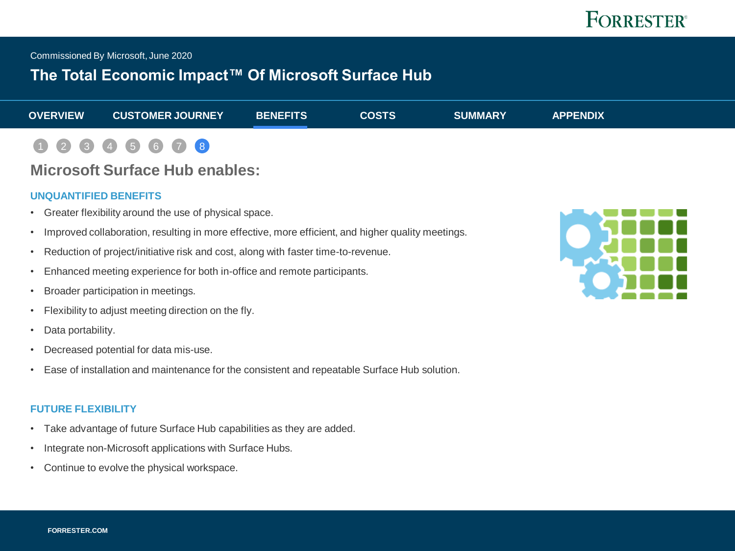## Microsoft Surface Hub enables:

### UNQUANTIFIED BENEFITS

- Greater flexibility around the use of physical space.
- Improved collaboration, resulting in more effective, more efficient, and higher quality meetings.
- Reduction of project/initiative risk and cost, along with faster time-to-revenue.
- Enhanced meeting experience for both in-office and remote participants.
- Broader participation in meetings.
- Flexibility to adjust meeting direction on the fly.
- Data portability.
- Decreased potential for data mis-use.
- Ease of installation and maintenance for the consistent and repeatable Surface Hub solution.

### FUTURE FLEXIBILITY

- Take advantage of future Surface Hub capabilities as they are added.
- Integrate non-Microsoft applications with Surface Hubs.
- Continue to evolve the physical workspace.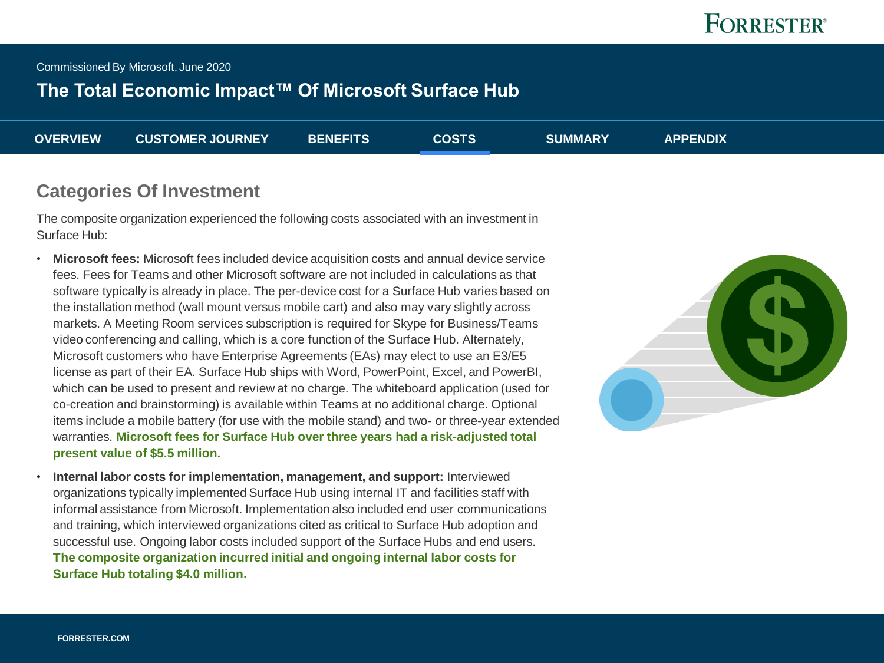## Categories Of Investment

The composite organization experienced the following costs associated with an investment in Surface Hub:

- **Microsoft fees:** Microsoft fees included device acquisition costs and annual device service fees. Fees for Teams and other Microsoft software are not included in calculations as that software typically is already in place. The per-device cost for a Surface Hub varies based on the installation method (wall mount versus mobile cart) and also may vary slightly across markets. A Meeting Room services subscription is required for Skype for Business/Teams video conferencing and calling, which is a core function of the Surface Hub. Alternately, Microsoft customers who have Enterprise Agreements (EAs) may elect to use an E3/E5 license as part of their EA. Surface Hub ships with Word, PowerPoint, Excel, and PowerBI, which can be used to present and review at no charge. The whiteboard application (used for co-creation and brainstorming) is available within Teams at no additional charge. Optional items include a mobile battery (for use with the mobile stand) and two- or three-year extended warranties. **Microsoft fees for Surface Hub over three years had a risk-adjusted total present value of $5.5 million.**

- **Internal labor costs for implementation, management, and support:** Interviewed organizations typically implemented Surface Hub using internal IT and facilities staff with informal assistance from Microsoft. Implementation also included end user communications and training, which interviewed organizations cited as critical to Surface Hub adoption and successful use. Ongoing labor costs included support of the Surface Hubs and end users. **The composite organization incurred initial and ongoing internal labor costs for Surface Hub totaling $4.0 million.**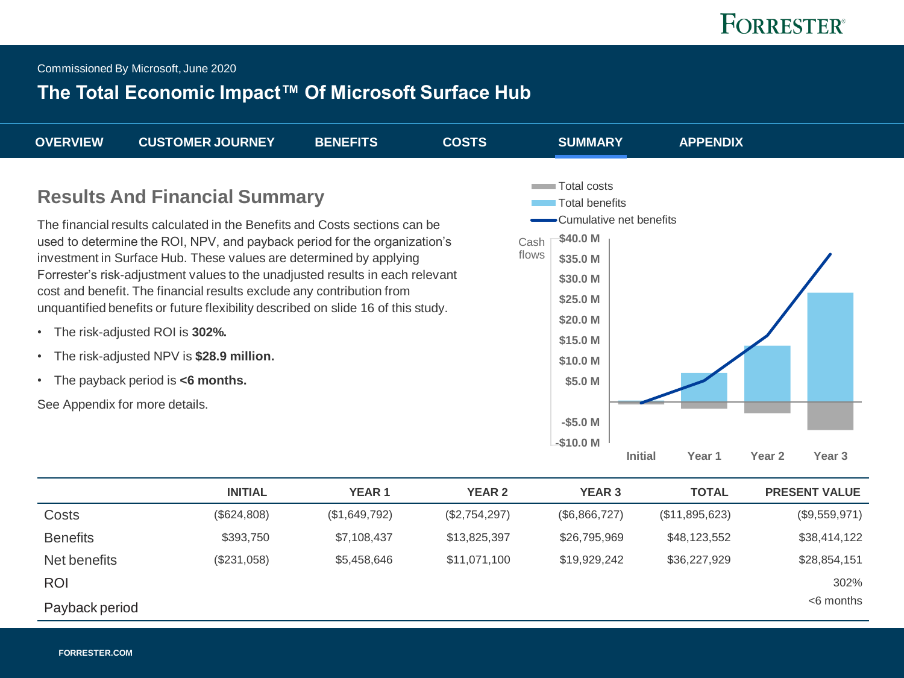Commissioned By Microsoft, June 2020

# The Total Economic Impact™ Of Microsoft Surface Hub

OVERVIEW | CUSTOMER JOURNEY | BENEFITS | COSTS | SUMMARY | APPENDIX

## Results And Financial Summary

The financial results calculated in the Benefits and Costs sections can be used to determine the ROI, NPV, and payback period for the organization's investment in Surface Hub. These values are determined by applying Forrester's risk-adjustment values to the unadjusted results in each relevant cost and benefit. The financial results exclude any contribution from unquantified benefits or future flexibility described on slide 16 of this study.

- The risk-adjusted ROI is **302%.**
- The risk-adjusted NPV is **$28.9 million.**
- The payback period is **<6 months.**

See Appendix for more details.

|  | INITIAL | YEAR 1 | YEAR 2 | YEAR 3 | TOTAL | PRESENT VALUE |
|---|---|---|---|---|---|---|
| Costs | ($624,808) | ($1,649,792) | ($2,754,297) | ($6,866,727) | ($11,895,623) | ($9,559,971) |
| Benefits | $393,750 | $7,108,437 | $13,825,397 | $26,795,969 | $48,123,552 | $38,414,122 |
| Net benefits | ($231,058) | $5,458,646 | $11,071,100 | $19,929,242 | $36,227,929 | $28,854,151 |
| ROI |  |  |  |  |  | 302% |
| Payback period |  |  |  |  |  | <6 months |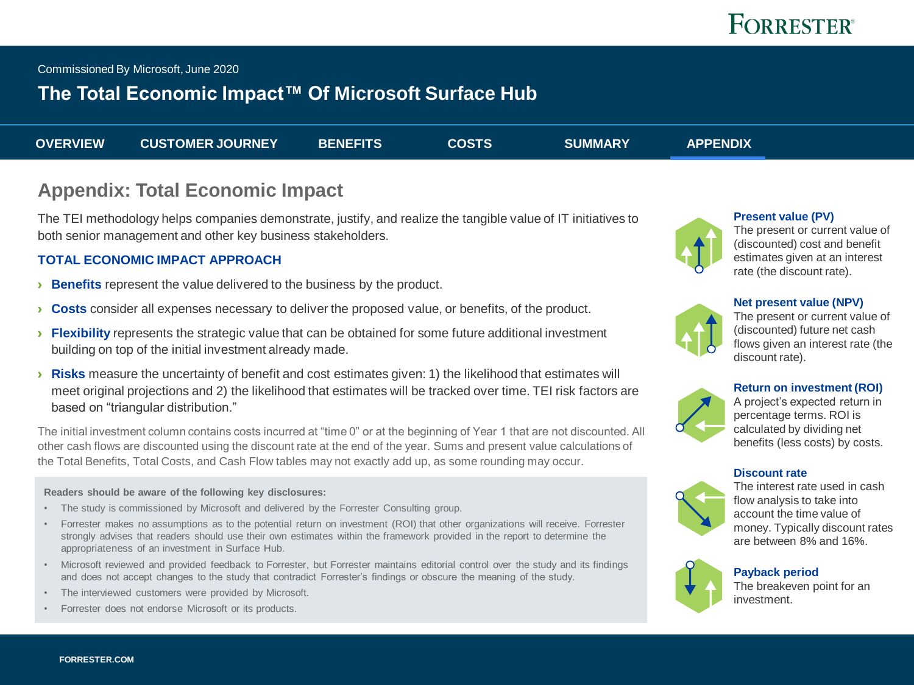## Appendix: Total Economic Impact

The TEI methodology helps companies demonstrate, justify, and realize the tangible value of IT initiatives to both senior management and other key business stakeholders.

### TOTAL ECONOMIC IMPACT APPROACH

- **Benefits** represent the value delivered to the business by the product.
- **Costs** consider all expenses necessary to deliver the proposed value, or benefits, of the product.
- **Flexibility** represents the strategic value that can be obtained for some future additional investment building on top of the initial investment already made.
- **Risks** measure the uncertainty of benefit and cost estimates given: 1) the likelihood that estimates will meet original projections and 2) the likelihood that estimates will be tracked over time. TEI risk factors are based on "triangular distribution."

The initial investment column contains costs incurred at "time 0" or at the beginning of Year 1 that are not discounted. All other cash flows are discounted using the discount rate at the end of the year. Sums and present value calculations of the Total Benefits, Total Costs, and Cash Flow tables may not exactly add up, as some rounding may occur.

**Readers should be aware of the following key disclosures:**

- The study is commissioned by Microsoft and delivered by the Forrester Consulting group.
- Forrester makes no assumptions as to the potential return on investment (ROI) that other organizations will receive. Forrester strongly advises that readers should use their own estimates within the framework provided in the report to determine the appropriateness of an investment in Surface Hub.
- Microsoft reviewed and provided feedback to Forrester, but Forrester maintains editorial control over the study and its findings and does not accept changes to the study that contradict Forrester's findings or obscure the meaning of the study.
- The interviewed customers were provided by Microsoft.
- Forrester does not endorse Microsoft or its products.

**Present value (PV)**
The present or current value of (discounted) cost and benefit estimates given at an interest rate (the discount rate).

**Net present value (NPV)**
The present or current value of (discounted) future net cash flows given an interest rate (the discount rate).

**Return on investment (ROI)**
A project's expected return in percentage terms. ROI is calculated by dividing net benefits (less costs) by costs.

**Discount rate**
The interest rate used in cash flow analysis to take into account the time value of money. Typically discount rates are between 8% and 16%.

**Payback period**
The breakeven point for an investment.